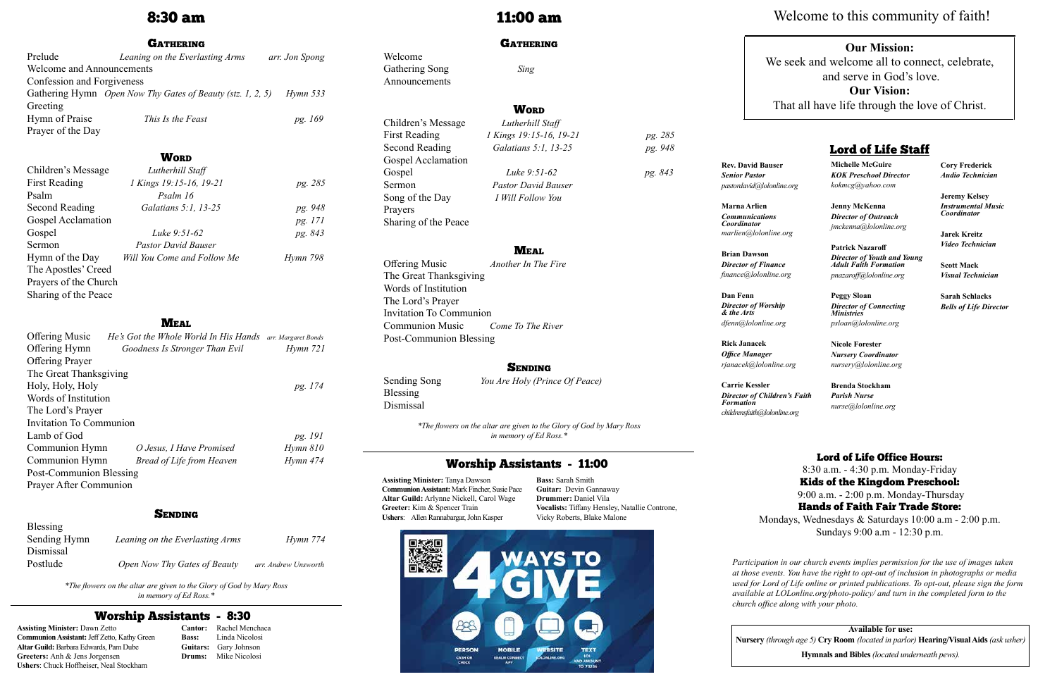# 8:30 am

## Gathering

| | | |
|---|---|---|
| Prelude | *Leaning on the Everlasting Arms* | *arr. Jon Spong* |
| Welcome and Announcements | | |
| Confession and Forgiveness | | |
| Gathering Hymn | *Open Now Thy Gates of Beauty (stz. 1, 2, 5)* | *Hymn 533* |
| Greeting | | |
| Hymn of Praise | *This Is the Feast* | *pg. 169* |
| Prayer of the Day | | |

## Word

| | | |
|---|---|---|
| Children's Message | *Lutherhill Staff* | |
| First Reading | *1 Kings 19:15-16, 19-21* | *pg. 285* |
| Psalm | *Psalm 16* | |
| Second Reading | *Galatians 5:1, 13-25* | *pg. 948* |
| Gospel Acclamation | | *pg. 171* |
| Gospel | *Luke 9:51-62* | *pg. 843* |
| Sermon | *Pastor David Bauser* | |
| Hymn of the Day | *Will You Come and Follow Me* | *Hymn 798* |
| The Apostles' Creed | | |
| Prayers of the Church | | |
| Sharing of the Peace | | |

## Meal

| | | |
|---|---|---|
| Offering Music | *He's Got the Whole World In His Hands* | *arr. Margaret Bonds* |
| Offering Hymn | *Goodness Is Stronger Than Evil* | *Hymn 721* |
| Offering Prayer | | |
| The Great Thanksgiving | | |
| Holy, Holy, Holy | | *pg. 174* |
| Words of Institution | | |
| The Lord's Prayer | | |
| Invitation To Communion | | |
| Lamb of God | | *pg. 191* |
| Communion Hymn | *O Jesus, I Have Promised* | *Hymn 810* |
| Communion Hymn | *Bread of Life from Heaven* | *Hymn 474* |
| Post-Communion Blessing | | |
| Prayer After Communion | | |

## Sending

| | | |
|---|---|---|
| Blessing | | |
| Sending Hymn | *Leaning on the Everlasting Arms* | *Hymn 774* |
| Dismissal | | |
| Postlude | *Open Now Thy Gates of Beauty* | *arr. Andrew Unsworth* |

*\*The flowers on the altar are given to the Glory of God by Mary Ross in memory of Ed Ross.\**

## Worship Assistants - 8:30

**Assisting Minister:** Dawn Zetto
**Communion Assistant:** Jeff Zetto, Kathy Green
**Altar Guild:** Barbara Edwards, Pam Dube
**Greeters:** Anh & Jens Jorgensen
**Ushers**: Chuck Hoffheiser, Neal Stockham

**Cantor:** Rachel Menchaca
**Bass:** Linda Nicolosi
**Guitars:** Gary Johnson
**Drums:** Mike Nicolosi

# 11:00 am

## Gathering

| | |
|---|---|
| Welcome | |
| Gathering Song | *Sing* |
| Announcements | |

## Word

| | | |
|---|---|---|
| Children's Message | *Lutherhill Staff* | |
| First Reading | *1 Kings 19:15-16, 19-21* | *pg. 285* |
| Second Reading | *Galatians 5:1, 13-25* | *pg. 948* |
| Gospel Acclamation | | |
| Gospel | *Luke 9:51-62* | *pg. 843* |
| Sermon | *Pastor David Bauser* | |
| Song of the Day | *I Will Follow You* | |
| Prayers | | |
| Sharing of the Peace | | |

## Meal

| | |
|---|---|
| Offering Music | *Another In The Fire* |
| The Great Thanksgiving | |
| Words of Institution | |
| The Lord's Prayer | |
| Invitation To Communion | |
| Communion Music | *Come To The River* |
| Post-Communion Blessing | |

## Sending

| | |
|---|---|
| Sending Song | *You Are Holy (Prince Of Peace)* |
| Blessing | |
| Dismissal | |

*\*The flowers on the altar are given to the Glory of God by Mary Ross in memory of Ed Ross.\**

## Worship Assistants - 11:00

**Assisting Minister:** Tanya Dawson
**Communion Assistant:** Mark Fincher, Susie Pace
**Altar Guild:** Arlynne Nickell, Carol Wage
**Greeter:** Kim & Spencer Train
**Ushers**: Allen Rannabargar, John Kasper

**Bass:** Sarah Smith
**Guitar:** Devin Gannaway
**Drummer:** Daniel Vila
**Vocalists:** Tiffany Hensley, Natallie Controne, Vicky Roberts, Blake Malone

4 WAYS TO GIVE
PERSON — CASH OR CHECK
MOBILE — REALM CONNECT APP
WEBSITE — LOLONLINE.ORG
TEXT — LOL AND AMOUNT TO 73256

# Welcome to this community of faith!

**Our Mission:**
We seek and welcome all to connect, celebrate, and serve in God's love.
**Our Vision:**
That all have life through the love of Christ.

## Lord of Life Staff

**Rev. David Bauser**
*Senior Pastor*
*pastordavid@lolonline.org*

**Marna Arlien**
*Communications Coordinator*
*marlien@lolonline.org*

**Brian Dawson**
*Director of Finance*
*finance@lolonline.org*

**Dan Fenn**
*Director of Worship & the Arts*
*dfenn@lolonline.org*

**Rick Janacek**
*Office Manager*
*rjanacek@lolonline.org*

**Carrie Kessler**
*Director of Children's Faith Formation*
*childrensfaith@lolonline.org*

**Michelle McGuire**
*KOK Preschool Director*
*kokmcg@yahoo.com*

**Jenny McKenna**
*Director of Outreach*
*jmckenna@lolonline.org*

**Patrick Nazaroff**
*Director of Youth and Young Adult Faith Formation*
*pnazaroff@lolonline.org*

**Peggy Sloan**
*Director of Connecting Ministries*
*psloan@lolonline.org*

**Nicole Forester**
*Nursery Coordinator*
*nursery@lolonline.org*

**Brenda Stockham**
*Parish Nurse*
*nurse@lolonline.org*

**Cory Frederick**
*Audio Technician*

**Jeremy Kelsey**
*Instrumental Music Coordinator*

**Jarek Kreitz**
*Video Technician*

**Scott Mack**
*Visual Technician*

**Sarah Schlacks**
*Bells of Life Director*

## Lord of Life Office Hours:
8:30 a.m. - 4:30 p.m. Monday-Friday

## Kids of the Kingdom Preschool:
9:00 a.m. - 2:00 p.m. Monday-Thursday

## Hands of Faith Fair Trade Store:
Mondays, Wednesdays & Saturdays 10:00 a.m - 2:00 p.m.
Sundays 9:00 a.m - 12:30 p.m.

*Participation in our church events implies permission for the use of images taken at those events. You have the right to opt-out of inclusion in photographs or media used for Lord of Life online or printed publications. To opt-out, please sign the form available at LOLonline.org/photo-policy/ and turn in the completed form to the church office along with your photo.*

**Available for use:**
**Nursery** *(through age 5)* **Cry Room** *(located in parlor)* **Hearing/Visual Aids** *(ask usher)*
**Hymnals and Bibles** *(located underneath pews).*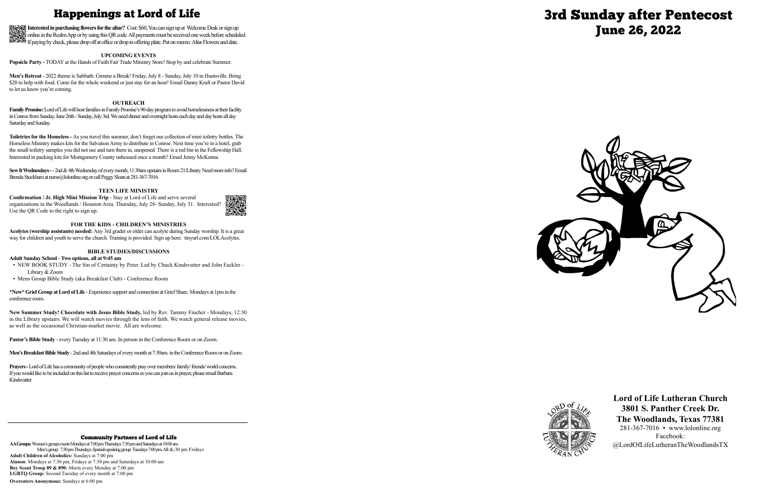# Happenings at Lord of Life

**Interested in purchasing flowers for the altar?** Cost: $60, You can sign up at Welcome Desk or sign up online in the Realm App or by using this QR code. All payments must be received one week before scheduled. If paying by check, please drop off at office or drop in offering plate. Put on memo: Altar Flowers and date.

### UPCOMING EVENTS

**Popsicle Party -** TODAY at the Hands of Faith Fair Trade Ministry Store! Stop by and celebrate Summer.

**Men's Retreat** - 2022 theme is Sabbath: Gimme a Break! Friday, July 8 - Sunday, July 10 in Huntsville. Bring $20 to help with food. Come for the whole weekend or just stay for an hour! Email Danny Kraft or Pastor David to let us know you're coming.

### OUTREACH

**Family Promise:** Lord of Life will host families in Family Promise's 90-day program to avoid homelessness at their facility in Conroe from Sunday, June 26th - Sunday, July 3rd. We need dinner and overnight hosts each day and day hosts all day Saturday and Sunday.

**Toiletries for the Homeless -** As you travel this summer, don't forget our collection of mini toiletry bottles. The Homeless Ministry makes kits for the Salvation Army to distribute in Conroe. Next time you're in a hotel, grab the small toiletry samples you did not use and turn them in, unopened. There is a red bin in the Fellowship Hall. Interested in packing kits for Montgomery County unhoused once a month? Email Jenny McKenna.

**Sew It Wednesdays -** - 2nd & 4th Wednesday of every month, 11:30am upstairs in Room 21/Library. Need more info? Email Brenda Stockham at nurse@lolonline.org or call Peggy Sloan at 281-367-7016.

### TEEN LIFE MINISTRY

**Confirmation / Jr. High Mini Mission Trip** - Stay at Lord of Life and serve several organizations in the Woodlands / Houston Area. Thursday, July 28- Sunday, July 31. Interested? Use the QR Code to the right to sign up.

### FOR THE KIDS - CHILDREN'S MINISTRIES

**Acolytes (worship assistants) needed:** Any 3rd grader or older can acolyte during Sunday worship. It is a great way for children and youth to serve the church. Training is provided. Sign up here: tinyurl.com/LOLAcolytes.

### BIBLE STUDIES/DISCUSSIONS

**Adult Sunday School - Two options, all at 9:45 am**

- NEW BOOK STUDY - The Sin of Certainty by Peter. Led by Chuck Kindsvatter and John Fackler - Library & Zoom
- Mens Group Bible Study (aka Breakfast Club) - Conference Room

**\*New\* Grief Group at Lord of Life** - Experience support and connection at Grief Share. Mondays at 1pm in the conference room.

**New Summer Study! Chocolate with Jesus Bible Study,** led by Rev. Tammy Fincher - Mondays, 12:30 in the Library upstairs. We will watch movies through the lens of faith. We watch general release movies, as well as the occasional Christian-market movie. All are welcome.

**Pastor's Bible Study** - every Tuesday at 11:30 am. In person in the Conference Room or on Zoom.

**Men's Breakfast Bible Study** - 2nd and 4th Saturdays of every month at 7:30am. in the Conference Room or on Zoom.

**Prayers -** Lord of Life has a community of people who consistently pray over members/ family/ friends/ world concerns. If you would like to be included on this list to receive prayer concerns so you can join us in prayer, please email Barbara Kindsvatter.

### Community Partners of Lord of Life

**AA Groups:** Women's groups meets Mondays at 7:00 pm Thursdays 7:30 pm and Saturdays at 10:00 am. Men's group: 7:30 pm Thursdays. Spanish speaking group: Tuesdays 7:00 pm. All: &;30 pm Fridays
**Adult Children of Alcoholics:** Sundays at 7:00 pm
**Alanon**: Mondays at 7:30 pm, Fridays at 7:30 pm and Saturdays at 10:00 am
**Boy Scout Troop 89 & 890:** Meets every Monday at 7:00 pm
**LGBTQ Group:** Second Tuesday of every month at 7:00 pm
**Overeaters Anonymous:** Sundays at 6:00 pm

# 3rd Sunday after Pentecost
# June 26, 2022

**Lord of Life Lutheran Church**
**3801 S. Panther Creek Dr.**
**The Woodlands, Texas 77381**
281-367-7016 • www.lolonline.org
Facebook:
@LordOfLifeLutheranTheWoodlandsTX